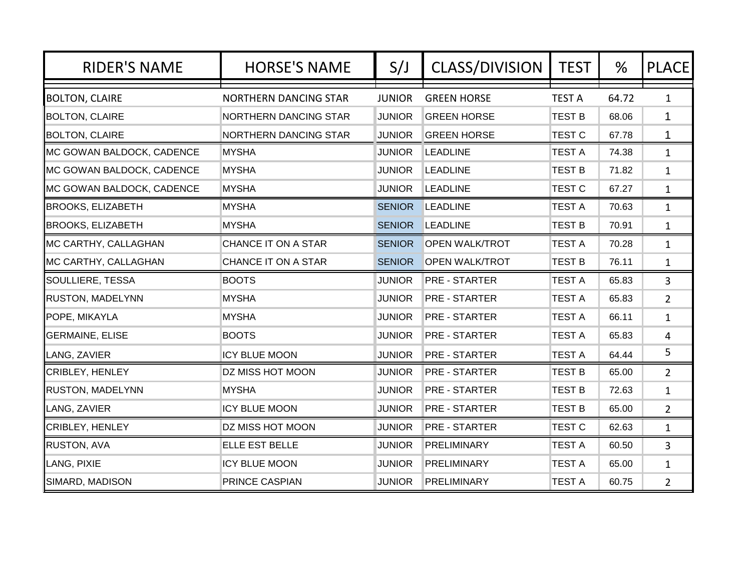| RIDER'S NAME | HORSE'S NAME | S/J | CLASS/DIVISION | TEST | % | PLACE |
|---|---|---|---|---|---|---|
| BOLTON, CLAIRE | NORTHERN DANCING STAR | JUNIOR | GREEN HORSE | TEST A | 64.72 | 1 |
| BOLTON, CLAIRE | NORTHERN DANCING STAR | JUNIOR | GREEN HORSE | TEST B | 68.06 | 1 |
| BOLTON, CLAIRE | NORTHERN DANCING STAR | JUNIOR | GREEN HORSE | TEST C | 67.78 | 1 |
| MC GOWAN BALDOCK, CADENCE | MYSHA | JUNIOR | LEADLINE | TEST A | 74.38 | 1 |
| MC GOWAN BALDOCK, CADENCE | MYSHA | JUNIOR | LEADLINE | TEST B | 71.82 | 1 |
| MC GOWAN BALDOCK, CADENCE | MYSHA | JUNIOR | LEADLINE | TEST C | 67.27 | 1 |
| BROOKS, ELIZABETH | MYSHA | SENIOR | LEADLINE | TEST A | 70.63 | 1 |
| BROOKS, ELIZABETH | MYSHA | SENIOR | LEADLINE | TEST B | 70.91 | 1 |
| MC CARTHY, CALLAGHAN | CHANCE IT ON A STAR | SENIOR | OPEN WALK/TROT | TEST A | 70.28 | 1 |
| MC CARTHY, CALLAGHAN | CHANCE IT ON A STAR | SENIOR | OPEN WALK/TROT | TEST B | 76.11 | 1 |
| SOULLIERE, TESSA | BOOTS | JUNIOR | PRE - STARTER | TEST A | 65.83 | 3 |
| RUSTON, MADELYNN | MYSHA | JUNIOR | PRE - STARTER | TEST A | 65.83 | 2 |
| POPE, MIKAYLA | MYSHA | JUNIOR | PRE - STARTER | TEST A | 66.11 | 1 |
| GERMAINE, ELISE | BOOTS | JUNIOR | PRE - STARTER | TEST A | 65.83 | 4 |
| LANG, ZAVIER | ICY BLUE MOON | JUNIOR | PRE - STARTER | TEST A | 64.44 | 5 |
| CRIBLEY, HENLEY | DZ MISS HOT MOON | JUNIOR | PRE - STARTER | TEST B | 65.00 | 2 |
| RUSTON, MADELYNN | MYSHA | JUNIOR | PRE - STARTER | TEST B | 72.63 | 1 |
| LANG, ZAVIER | ICY BLUE MOON | JUNIOR | PRE - STARTER | TEST B | 65.00 | 2 |
| CRIBLEY, HENLEY | DZ MISS HOT MOON | JUNIOR | PRE - STARTER | TEST C | 62.63 | 1 |
| RUSTON, AVA | ELLE EST BELLE | JUNIOR | PRELIMINARY | TEST A | 60.50 | 3 |
| LANG, PIXIE | ICY BLUE MOON | JUNIOR | PRELIMINARY | TEST A | 65.00 | 1 |
| SIMARD, MADISON | PRINCE CASPIAN | JUNIOR | PRELIMINARY | TEST A | 60.75 | 2 |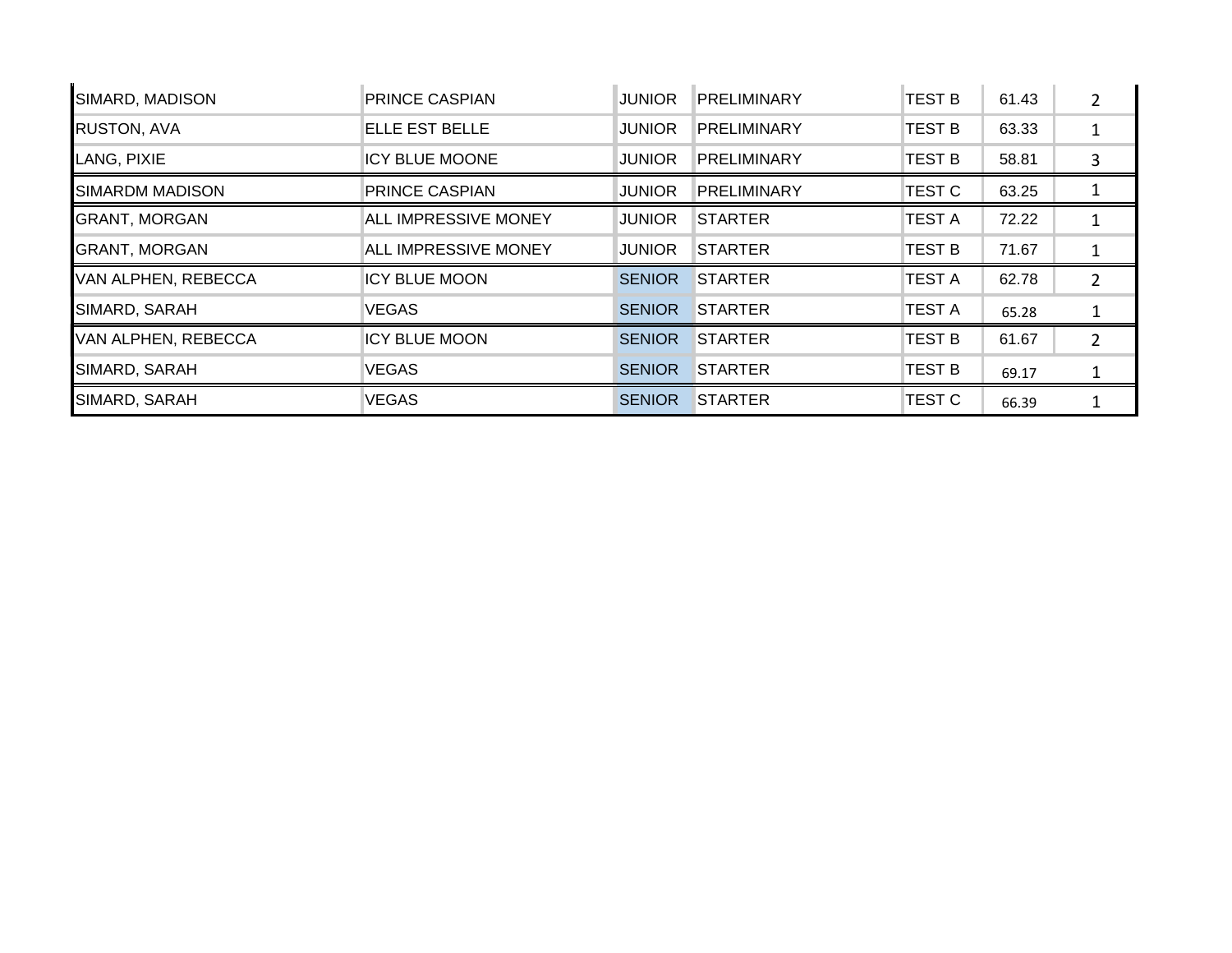| | | | | | | |
|---|---|---|---|---|---|---|
| SIMARD, MADISON | PRINCE CASPIAN | JUNIOR | PRELIMINARY | TEST B | 61.43 | 2 |
| RUSTON, AVA | ELLE EST BELLE | JUNIOR | PRELIMINARY | TEST B | 63.33 | 1 |
| LANG, PIXIE | ICY BLUE MOONE | JUNIOR | PRELIMINARY | TEST B | 58.81 | 3 |
| SIMARDM MADISON | PRINCE CASPIAN | JUNIOR | PRELIMINARY | TEST C | 63.25 | 1 |
| GRANT, MORGAN | ALL IMPRESSIVE MONEY | JUNIOR | STARTER | TEST A | 72.22 | 1 |
| GRANT, MORGAN | ALL IMPRESSIVE MONEY | JUNIOR | STARTER | TEST B | 71.67 | 1 |
| VAN ALPHEN, REBECCA | ICY BLUE MOON | SENIOR | STARTER | TEST A | 62.78 | 2 |
| SIMARD, SARAH | VEGAS | SENIOR | STARTER | TEST A | 65.28 | 1 |
| VAN ALPHEN, REBECCA | ICY BLUE MOON | SENIOR | STARTER | TEST B | 61.67 | 2 |
| SIMARD, SARAH | VEGAS | SENIOR | STARTER | TEST B | 69.17 | 1 |
| SIMARD, SARAH | VEGAS | SENIOR | STARTER | TEST C | 66.39 | 1 |